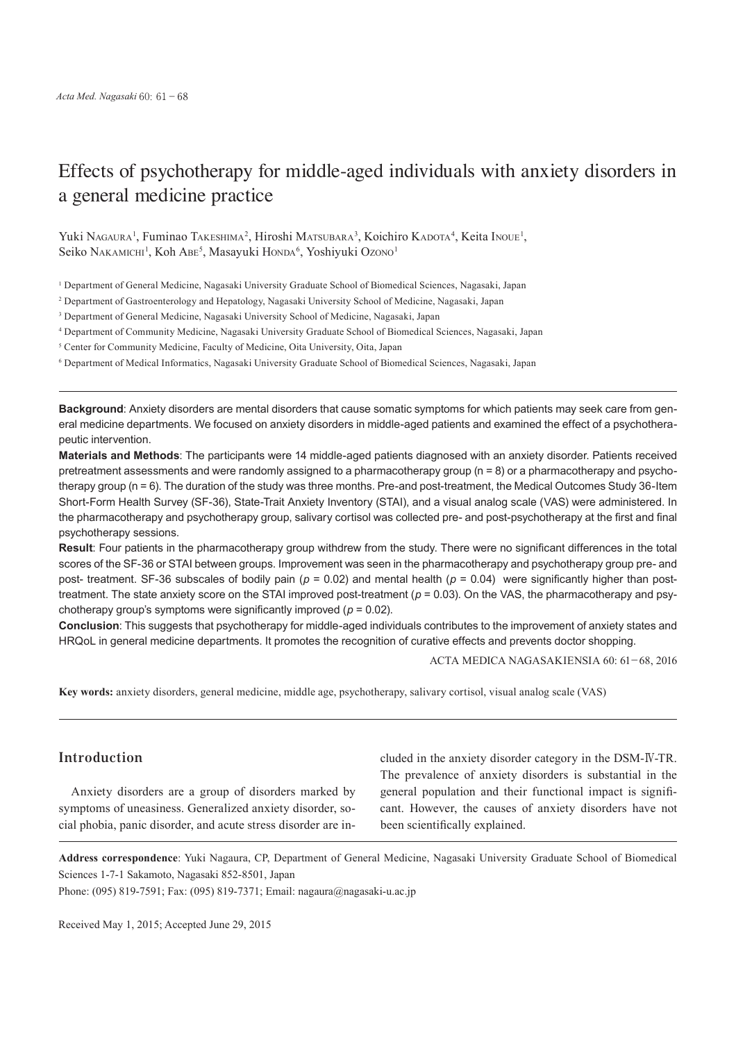# Effects of psychotherapy for middle-aged individuals with anxiety disorders in a general medicine practice

Yuki Nagaura[1], Fuminao Takeshima[2], Hiroshi Matsubara[3], Koichiro Kadota[4], Keita Inoue[1], Seiko Nakamichi[1], Koh Abe[5], Masayuki Honda[6], Yoshiyuki Ozono[1]

[1] Department of General Medicine, Nagasaki University Graduate School of Biomedical Sciences, Nagasaki, Japan

[2] Department of Gastroenterology and Hepatology, Nagasaki University School of Medicine, Nagasaki, Japan

[3] Department of General Medicine, Nagasaki University School of Medicine, Nagasaki, Japan

[4] Department of Community Medicine, Nagasaki University Graduate School of Biomedical Sciences, Nagasaki, Japan

[5] Center for Community Medicine, Faculty of Medicine, Oita University, Oita, Japan

[6] Department of Medical Informatics, Nagasaki University Graduate School of Biomedical Sciences, Nagasaki, Japan

**Background**: Anxiety disorders are mental disorders that cause somatic symptoms for which patients may seek care from general medicine departments. We focused on anxiety disorders in middle-aged patients and examined the effect of a psychotherapeutic intervention.

**Materials and Methods**: The participants were 14 middle-aged patients diagnosed with an anxiety disorder. Patients received pretreatment assessments and were randomly assigned to a pharmacotherapy group (n = 8) or a pharmacotherapy and psychotherapy group (n = 6). The duration of the study was three months. Pre-and post-treatment, the Medical Outcomes Study 36-Item Short-Form Health Survey (SF-36), State-Trait Anxiety Inventory (STAI), and a visual analog scale (VAS) were administered. In the pharmacotherapy and psychotherapy group, salivary cortisol was collected pre- and post-psychotherapy at the first and final psychotherapy sessions.

**Result**: Four patients in the pharmacotherapy group withdrew from the study. There were no significant differences in the total scores of the SF-36 or STAI between groups. Improvement was seen in the pharmacotherapy and psychotherapy group pre- and post- treatment. SF-36 subscales of bodily pain ($p$ = 0.02) and mental health ($p$ = 0.04) were significantly higher than post-treatment. The state anxiety score on the STAI improved post-treatment ($p$ = 0.03). On the VAS, the pharmacotherapy and psychotherapy group's symptoms were significantly improved ($p$ = 0.02).

**Conclusion**: This suggests that psychotherapy for middle-aged individuals contributes to the improvement of anxiety states and HRQoL in general medicine departments. It promotes the recognition of curative effects and prevents doctor shopping.

ACTA MEDICA NAGASAKIENSIA 60: 61−68, 2016

**Key words:** anxiety disorders, general medicine, middle age, psychotherapy, salivary cortisol, visual analog scale (VAS)

## Introduction

Anxiety disorders are a group of disorders marked by symptoms of uneasiness. Generalized anxiety disorder, social phobia, panic disorder, and acute stress disorder are included in the anxiety disorder category in the DSM-Ⅳ-TR. The prevalence of anxiety disorders is substantial in the general population and their functional impact is significant. However, the causes of anxiety disorders have not been scientifically explained.

**Address correspondence**: Yuki Nagaura, CP, Department of General Medicine, Nagasaki University Graduate School of Biomedical Sciences 1-7-1 Sakamoto, Nagasaki 852-8501, Japan

Phone: (095) 819-7591; Fax: (095) 819-7371; Email: nagaura@nagasaki-u.ac.jp

Received May 1, 2015; Accepted June 29, 2015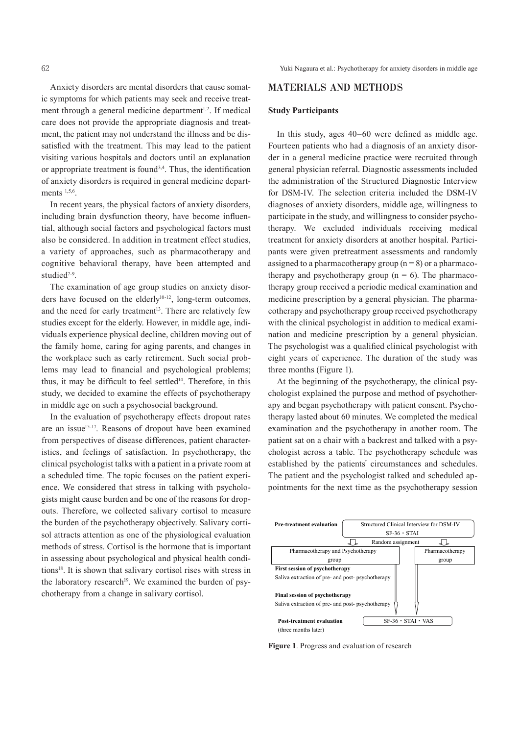Anxiety disorders are mental disorders that cause somatic symptoms for which patients may seek and receive treatment through a general medicine department[1,2]. If medical care does not provide the appropriate diagnosis and treatment, the patient may not understand the illness and be dissatisfied with the treatment. This may lead to the patient visiting various hospitals and doctors until an explanation or appropriate treatment is found[3,4]. Thus, the identification of anxiety disorders is required in general medicine departments [1,5,6].

In recent years, the physical factors of anxiety disorders, including brain dysfunction theory, have become influential, although social factors and psychological factors must also be considered. In addition in treatment effect studies, a variety of approaches, such as pharmacotherapy and cognitive behavioral therapy, have been attempted and studied[7-9].

The examination of age group studies on anxiety disorders have focused on the elderly[10-12], long-term outcomes, and the need for early treatment[13]. There are relatively few studies except for the elderly. However, in middle age, individuals experience physical decline, children moving out of the family home, caring for aging parents, and changes in the workplace such as early retirement. Such social problems may lead to financial and psychological problems; thus, it may be difficult to feel settled[14]. Therefore, in this study, we decided to examine the effects of psychotherapy in middle age on such a psychosocial background.

In the evaluation of psychotherapy effects dropout rates are an issue[15-17]. Reasons of dropout have been examined from perspectives of disease differences, patient characteristics, and feelings of satisfaction. In psychotherapy, the clinical psychologist talks with a patient in a private room at a scheduled time. The topic focuses on the patient experience. We considered that stress in talking with psychologists might cause burden and be one of the reasons for dropouts. Therefore, we collected salivary cortisol to measure the burden of the psychotherapy objectively. Salivary cortisol attracts attention as one of the physiological evaluation methods of stress. Cortisol is the hormone that is important in assessing about psychological and physical health conditions[18]. It is shown that salivary cortisol rises with stress in the laboratory research[19]. We examined the burden of psychotherapy from a change in salivary cortisol.

## MATERIALS AND METHODS

### Study Participants

In this study, ages 40–60 were defined as middle age. Fourteen patients who had a diagnosis of an anxiety disorder in a general medicine practice were recruited through general physician referral. Diagnostic assessments included the administration of the Structured Diagnostic Interview for DSM-IV. The selection criteria included the DSM-IV diagnoses of anxiety disorders, middle age, willingness to participate in the study, and willingness to consider psychotherapy. We excluded individuals receiving medical treatment for anxiety disorders at another hospital. Participants were given pretreatment assessments and randomly assigned to a pharmacotherapy group ($n = 8$) or a pharmacotherapy and psychotherapy group ($n = 6$). The pharmacotherapy group received a periodic medical examination and medicine prescription by a general physician. The pharmacotherapy and psychotherapy group received psychotherapy with the clinical psychologist in addition to medical examination and medicine prescription by a general physician. The psychologist was a qualified clinical psychologist with eight years of experience. The duration of the study was three months (Figure 1).

At the beginning of the psychotherapy, the clinical psychologist explained the purpose and method of psychotherapy and began psychotherapy with patient consent. Psychotherapy lasted about 60 minutes. We completed the medical examination and the psychotherapy in another room. The patient sat on a chair with a backrest and talked with a psychologist across a table. The psychotherapy schedule was established by the patients' circumstances and schedules. The patient and the psychologist talked and scheduled appointments for the next time as the psychotherapy session

**Pre-treatment evaluation** — Structured Clinical Interview for DSM-IV; SF-36・STAI

Random assignment → Pharmacotherapy and Psychotherapy group | Pharmacotherapy group

**First session of psychotherapy**
Saliva extraction of pre- and post- psychotherapy

**Final session of psychotherapy**
Saliva extraction of pre- and post- psychotherapy

**Post-treatment evaluation** (three months later) — SF-36・STAI・VAS

**Figure 1**. Progress and evaluation of research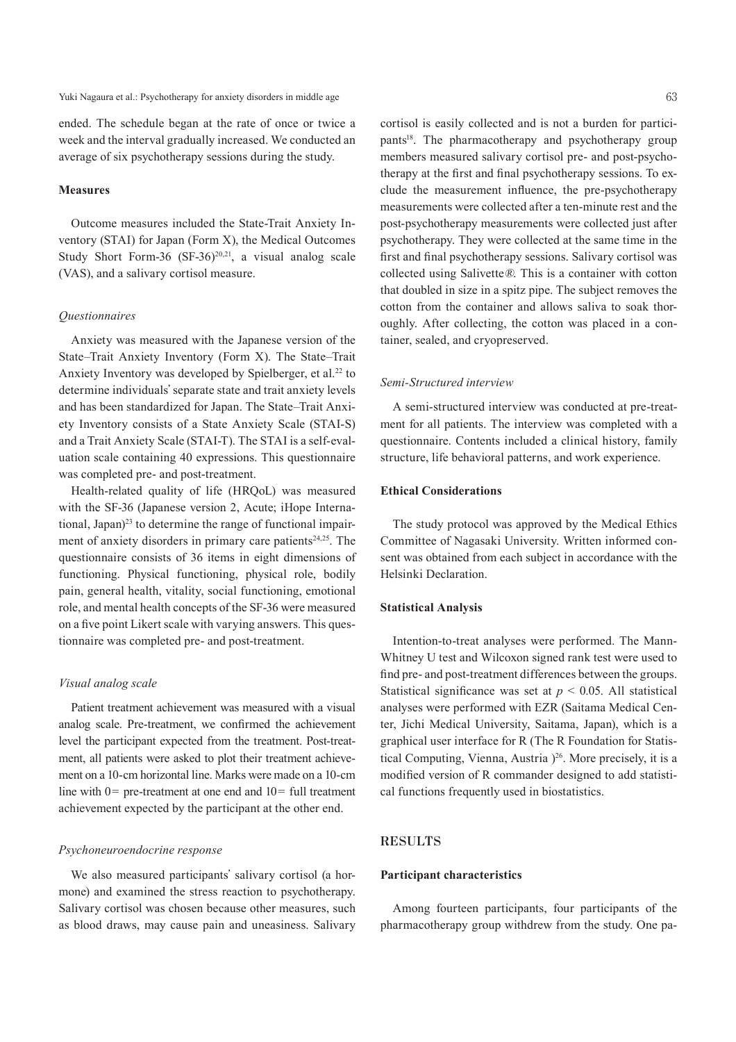ended. The schedule began at the rate of once or twice a week and the interval gradually increased. We conducted an average of six psychotherapy sessions during the study.

### Measures

Outcome measures included the State-Trait Anxiety Inventory (STAI) for Japan (Form X), the Medical Outcomes Study Short Form-36 (SF-36)[20,21], a visual analog scale (VAS), and a salivary cortisol measure.

#### *Questionnaires*

Anxiety was measured with the Japanese version of the State–Trait Anxiety Inventory (Form X). The State–Trait Anxiety Inventory was developed by Spielberger, et al.[22] to determine individuals' separate state and trait anxiety levels and has been standardized for Japan. The State–Trait Anxiety Inventory consists of a State Anxiety Scale (STAI-S) and a Trait Anxiety Scale (STAI-T). The STAI is a self-evaluation scale containing 40 expressions. This questionnaire was completed pre- and post-treatment.

Health-related quality of life (HRQoL) was measured with the SF-36 (Japanese version 2, Acute; iHope International, Japan)[23] to determine the range of functional impairment of anxiety disorders in primary care patients[24,25]. The questionnaire consists of 36 items in eight dimensions of functioning. Physical functioning, physical role, bodily pain, general health, vitality, social functioning, emotional role, and mental health concepts of the SF-36 were measured on a five point Likert scale with varying answers. This questionnaire was completed pre- and post-treatment.

#### *Visual analog scale*

Patient treatment achievement was measured with a visual analog scale. Pre-treatment, we confirmed the achievement level the participant expected from the treatment. Post-treatment, all patients were asked to plot their treatment achievement on a 10-cm horizontal line. Marks were made on a 10-cm line with 0= pre-treatment at one end and 10= full treatment achievement expected by the participant at the other end.

#### *Psychoneuroendocrine response*

We also measured participants' salivary cortisol (a hormone) and examined the stress reaction to psychotherapy. Salivary cortisol was chosen because other measures, such as blood draws, may cause pain and uneasiness. Salivary cortisol is easily collected and is not a burden for participants[18]. The pharmacotherapy and psychotherapy group members measured salivary cortisol pre- and post-psychotherapy at the first and final psychotherapy sessions. To exclude the measurement influence, the pre-psychotherapy measurements were collected after a ten-minute rest and the post-psychotherapy measurements were collected just after psychotherapy. They were collected at the same time in the first and final psychotherapy sessions. Salivary cortisol was collected using Salivette®. This is a container with cotton that doubled in size in a spitz pipe. The subject removes the cotton from the container and allows saliva to soak thoroughly. After collecting, the cotton was placed in a container, sealed, and cryopreserved.

#### *Semi-Structured interview*

A semi-structured interview was conducted at pre-treatment for all patients. The interview was completed with a questionnaire. Contents included a clinical history, family structure, life behavioral patterns, and work experience.

### Ethical Considerations

The study protocol was approved by the Medical Ethics Committee of Nagasaki University. Written informed consent was obtained from each subject in accordance with the Helsinki Declaration.

### Statistical Analysis

Intention-to-treat analyses were performed. The Mann-Whitney U test and Wilcoxon signed rank test were used to find pre- and post-treatment differences between the groups. Statistical significance was set at $p < 0.05$. All statistical analyses were performed with EZR (Saitama Medical Center, Jichi Medical University, Saitama, Japan), which is a graphical user interface for R (The R Foundation for Statistical Computing, Vienna, Austria )[26]. More precisely, it is a modified version of R commander designed to add statistical functions frequently used in biostatistics.

## RESULTS

### Participant characteristics

Among fourteen participants, four participants of the pharmacotherapy group withdrew from the study. One pa-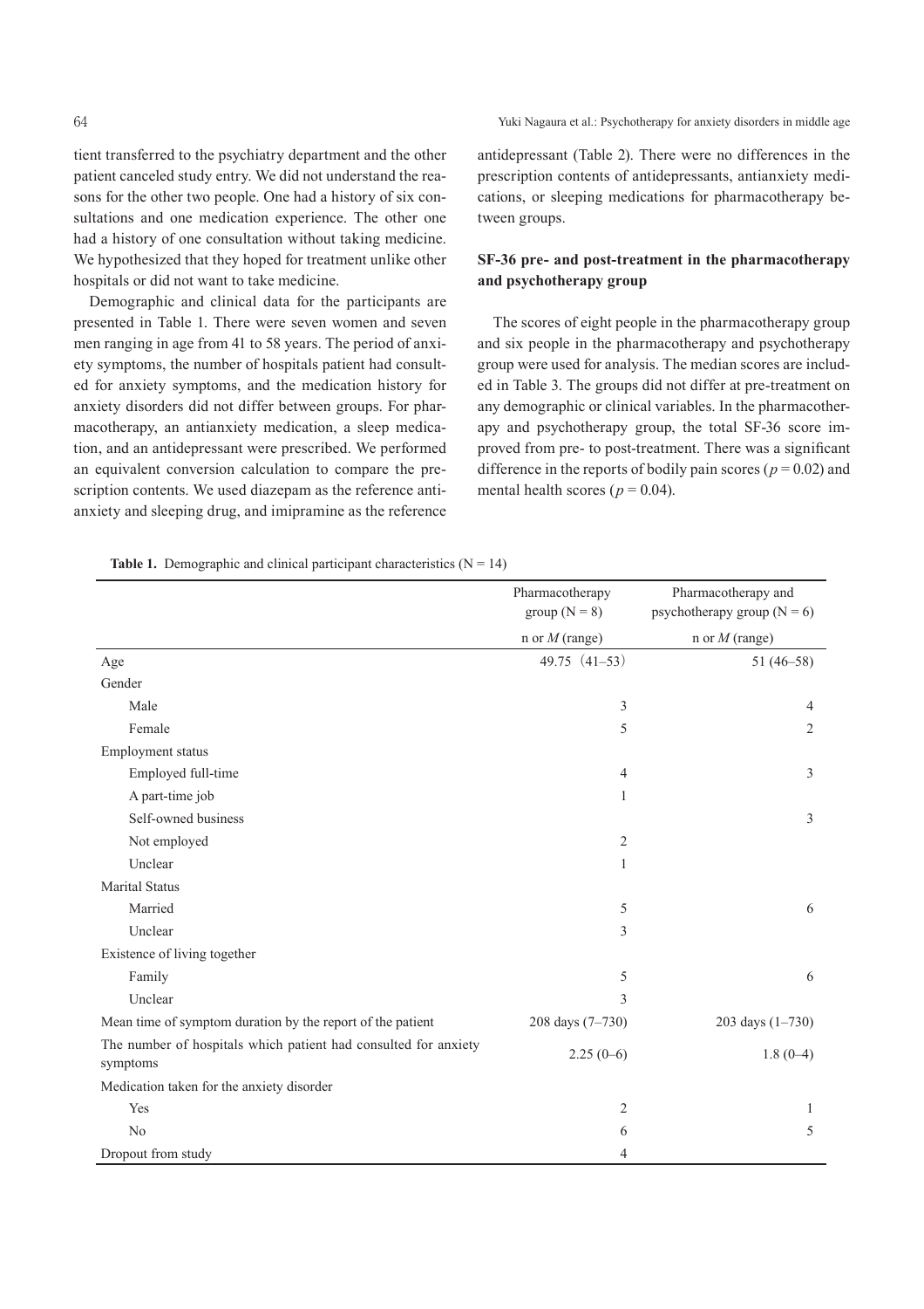tient transferred to the psychiatry department and the other patient canceled study entry. We did not understand the reasons for the other two people. One had a history of six consultations and one medication experience. The other one had a history of one consultation without taking medicine. We hypothesized that they hoped for treatment unlike other hospitals or did not want to take medicine.

Demographic and clinical data for the participants are presented in Table 1. There were seven women and seven men ranging in age from 41 to 58 years. The period of anxiety symptoms, the number of hospitals patient had consulted for anxiety symptoms, and the medication history for anxiety disorders did not differ between groups. For pharmacotherapy, an antianxiety medication, a sleep medication, and an antidepressant were prescribed. We performed an equivalent conversion calculation to compare the prescription contents. We used diazepam as the reference antianxiety and sleeping drug, and imipramine as the reference antidepressant (Table 2). There were no differences in the prescription contents of antidepressants, antianxiety medications, or sleeping medications for pharmacotherapy between groups.

### SF-36 pre- and post-treatment in the pharmacotherapy and psychotherapy group

The scores of eight people in the pharmacotherapy group and six people in the pharmacotherapy and psychotherapy group were used for analysis. The median scores are included in Table 3. The groups did not differ at pre-treatment on any demographic or clinical variables. In the pharmacotherapy and psychotherapy group, the total SF-36 score improved from pre- to post-treatment. There was a significant difference in the reports of bodily pain scores ($p = 0.02$) and mental health scores ($p = 0.04$).

**Table 1.** Demographic and clinical participant characteristics (N = 14)

| | Pharmacotherapy group (N = 8) | Pharmacotherapy and psychotherapy group (N = 6) |
|---|---|---|
| | n or *M* (range) | n or *M* (range) |
| Age | 49.75 (41–53) | 51 (46–58) |
| Gender | | |
| Male | 3 | 4 |
| Female | 5 | 2 |
| Employment status | | |
| Employed full-time | 4 | 3 |
| A part-time job | 1 | |
| Self-owned business | | 3 |
| Not employed | 2 | |
| Unclear | 1 | |
| Marital Status | | |
| Married | 5 | 6 |
| Unclear | 3 | |
| Existence of living together | | |
| Family | 5 | 6 |
| Unclear | 3 | |
| Mean time of symptom duration by the report of the patient | 208 days (7–730) | 203 days (1–730) |
| The number of hospitals which patient had consulted for anxiety symptoms | 2.25 (0–6) | 1.8 (0–4) |
| Medication taken for the anxiety disorder | | |
| Yes | 2 | 1 |
| No | 6 | 5 |
| Dropout from study | 4 | |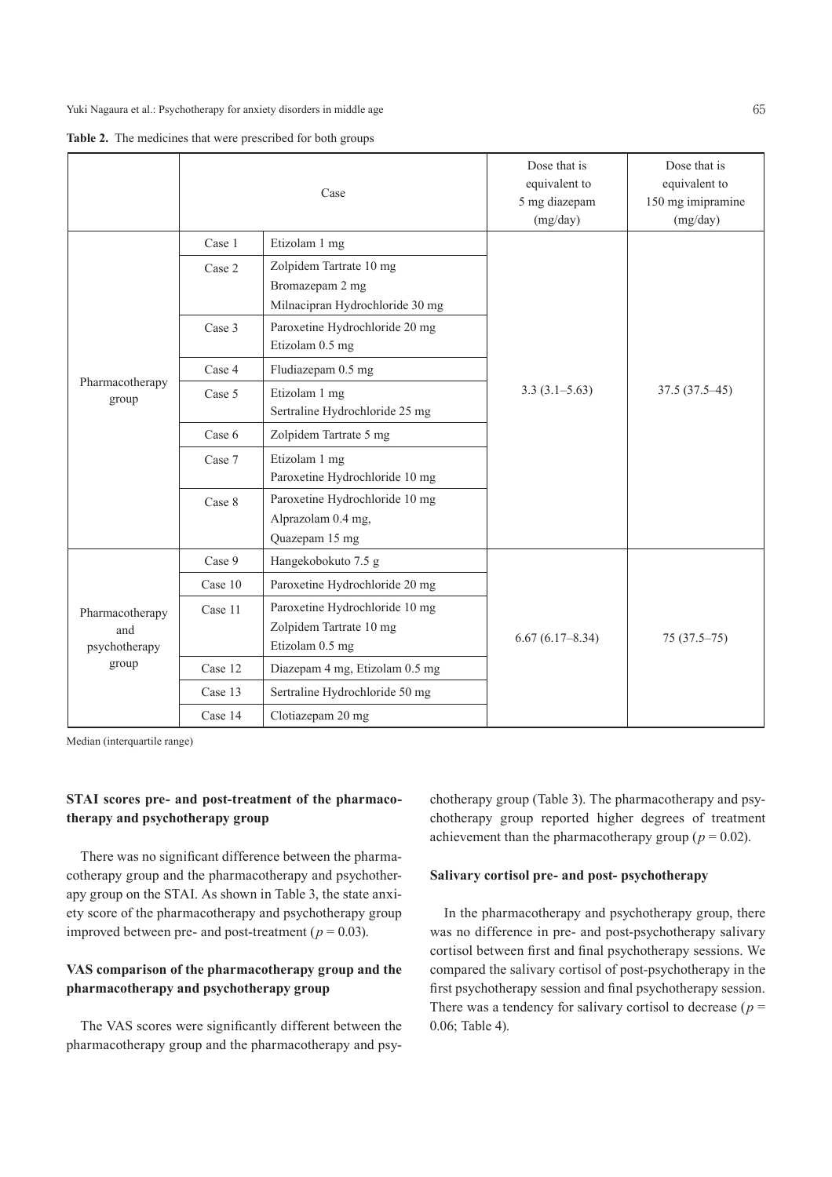**Table 2.** The medicines that were prescribed for both groups

| | Case | | Dose that is equivalent to 5 mg diazepam (mg/day) | Dose that is equivalent to 150 mg imipramine (mg/day) |
|---|---|---|---|---|
| Pharmacotherapy group | Case 1 | Etizolam 1 mg | 3.3 (3.1–5.63) | 37.5 (37.5–45) |
| | Case 2 | Zolpidem Tartrate 10 mg<br>Bromazepam 2 mg<br>Milnacipran Hydrochloride 30 mg | | |
| | Case 3 | Paroxetine Hydrochloride 20 mg<br>Etizolam 0.5 mg | | |
| | Case 4 | Fludiazepam 0.5 mg | | |
| | Case 5 | Etizolam 1 mg<br>Sertraline Hydrochloride 25 mg | | |
| | Case 6 | Zolpidem Tartrate 5 mg | | |
| | Case 7 | Etizolam 1 mg<br>Paroxetine Hydrochloride 10 mg | | |
| | Case 8 | Paroxetine Hydrochloride 10 mg<br>Alprazolam 0.4 mg,<br>Quazepam 15 mg | | |
| Pharmacotherapy and psychotherapy group | Case 9 | Hangekobokuto 7.5 g | 6.67 (6.17–8.34) | 75 (37.5–75) |
| | Case 10 | Paroxetine Hydrochloride 20 mg | | |
| | Case 11 | Paroxetine Hydrochloride 10 mg<br>Zolpidem Tartrate 10 mg<br>Etizolam 0.5 mg | | |
| | Case 12 | Diazepam 4 mg, Etizolam 0.5 mg | | |
| | Case 13 | Sertraline Hydrochloride 50 mg | | |
| | Case 14 | Clotiazepam 20 mg | | |

Median (interquartile range)

### STAI scores pre- and post-treatment of the pharmacotherapy and psychotherapy group

There was no significant difference between the pharmacotherapy group and the pharmacotherapy and psychotherapy group on the STAI. As shown in Table 3, the state anxiety score of the pharmacotherapy and psychotherapy group improved between pre- and post-treatment ($p = 0.03$).

### VAS comparison of the pharmacotherapy group and the pharmacotherapy and psychotherapy group

The VAS scores were significantly different between the pharmacotherapy group and the pharmacotherapy and psychotherapy group (Table 3). The pharmacotherapy and psychotherapy group reported higher degrees of treatment achievement than the pharmacotherapy group ($p = 0.02$).

### Salivary cortisol pre- and post- psychotherapy

In the pharmacotherapy and psychotherapy group, there was no difference in pre- and post-psychotherapy salivary cortisol between first and final psychotherapy sessions. We compared the salivary cortisol of post-psychotherapy in the first psychotherapy session and final psychotherapy session. There was a tendency for salivary cortisol to decrease ($p = 0.06$; Table 4).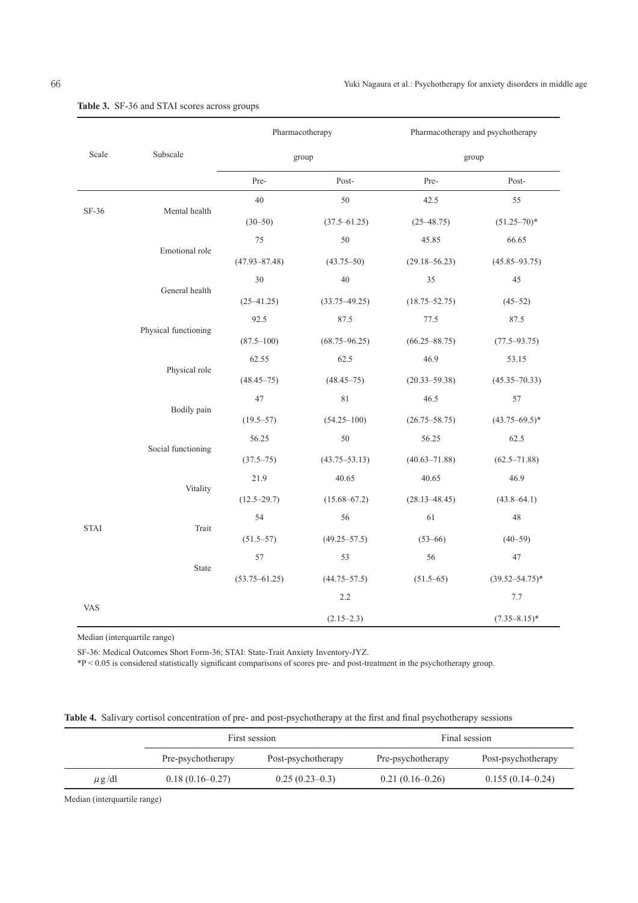**Table 3.** SF-36 and STAI scores across groups

| Scale | Subscale | Pharmacotherapy group | | Pharmacotherapy and psychotherapy group | |
|---|---|---|---|---|---|
| | | Pre- | Post- | Pre- | Post- |
| SF-36 | Mental health | 40 (30–50) | 50 (37.5–61.25) | 42.5 (25–48.75) | 55 (51.25–70)* |
| | Emotional role | 75 (47.93–87.48) | 50 (43.75–50) | 45.85 (29.18–56.23) | 66.65 (45.85–93.75) |
| | General health | 30 (25–41.25) | 40 (33.75–49.25) | 35 (18.75–52.75) | 45 (45–52) |
| | Physical functioning | 92.5 (87.5–100) | 87.5 (68.75–96.25) | 77.5 (66.25–88.75) | 87.5 (77.5–93.75) |
| | Physical role | 62.55 (48.45–75) | 62.5 (48.45–75) | 46.9 (20.33–59.38) | 53.15 (45.35–70.33) |
| | Bodily pain | 47 (19.5–57) | 81 (54.25–100) | 46.5 (26.75–58.75) | 57 (43.75–69.5)* |
| | Social functioning | 56.25 (37.5–75) | 50 (43.75–53.13) | 56.25 (40.63–71.88) | 62.5 (62.5–71.88) |
| | Vitality | 21.9 (12.5–29.7) | 40.65 (15.68–67.2) | 40.65 (28.13–48.45) | 46.9 (43.8–64.1) |
| STAI | Trait | 54 (51.5–57) | 56 (49.25–57.5) | 61 (53–66) | 48 (40–59) |
| | State | 57 (53.75–61.25) | 53 (44.75–57.5) | 56 (51.5–65) | 47 (39.52–54.75)* |
| VAS | | | 2.2 (2.15–2.3) | | 7.7 (7.35–8.15)* |

Median (interquartile range)

SF-36: Medical Outcomes Short Form-36; STAI: State-Trait Anxiety Inventory-JYZ.

*P < 0.05 is considered statistically significant comparisons of scores pre- and post-treatment in the psychotherapy group.

**Table 4.** Salivary cortisol concentration of pre- and post-psychotherapy at the first and final psychotherapy sessions

| | First session | | Final session | |
|---|---|---|---|---|
| | Pre-psychotherapy | Post-psychotherapy | Pre-psychotherapy | Post-psychotherapy |
| $\mu$g/dl | 0.18 (0.16–0.27) | 0.25 (0.23–0.3) | 0.21 (0.16–0.26) | 0.155 (0.14–0.24) |

Median (interquartile range)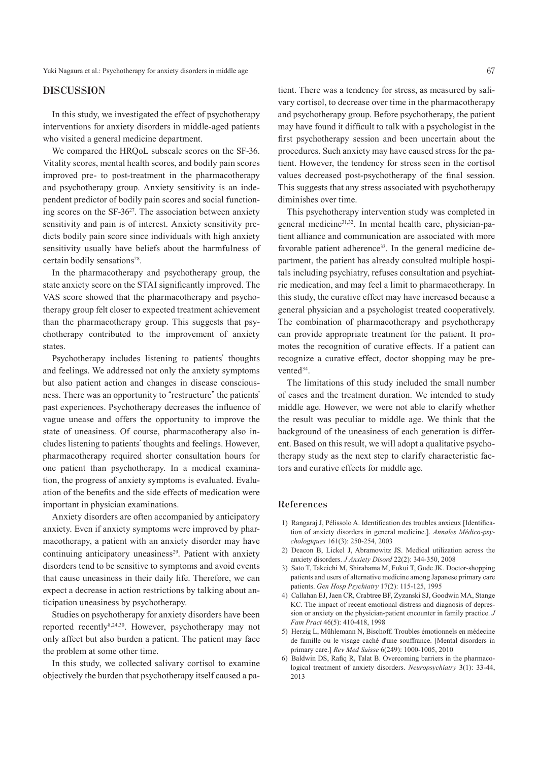## DISCUSSION

In this study, we investigated the effect of psychotherapy interventions for anxiety disorders in middle-aged patients who visited a general medicine department.

We compared the HRQoL subscale scores on the SF-36. Vitality scores, mental health scores, and bodily pain scores improved pre- to post-treatment in the pharmacotherapy and psychotherapy group. Anxiety sensitivity is an independent predictor of bodily pain scores and social functioning scores on the SF-36[27]. The association between anxiety sensitivity and pain is of interest. Anxiety sensitivity predicts bodily pain score since individuals with high anxiety sensitivity usually have beliefs about the harmfulness of certain bodily sensations[28].

In the pharmacotherapy and psychotherapy group, the state anxiety score on the STAI significantly improved. The VAS score showed that the pharmacotherapy and psychotherapy group felt closer to expected treatment achievement than the pharmacotherapy group. This suggests that psychotherapy contributed to the improvement of anxiety states.

Psychotherapy includes listening to patients' thoughts and feelings. We addressed not only the anxiety symptoms but also patient action and changes in disease consciousness. There was an opportunity to "restructure" the patients' past experiences. Psychotherapy decreases the influence of vague unease and offers the opportunity to improve the state of uneasiness. Of course, pharmacotherapy also includes listening to patients' thoughts and feelings. However, pharmacotherapy required shorter consultation hours for one patient than psychotherapy. In a medical examination, the progress of anxiety symptoms is evaluated. Evaluation of the benefits and the side effects of medication were important in physician examinations.

Anxiety disorders are often accompanied by anticipatory anxiety. Even if anxiety symptoms were improved by pharmacotherapy, a patient with an anxiety disorder may have continuing anticipatory uneasiness[29]. Patient with anxiety disorders tend to be sensitive to symptoms and avoid events that cause uneasiness in their daily life. Therefore, we can expect a decrease in action restrictions by talking about anticipation uneasiness by psychotherapy.

Studies on psychotherapy for anxiety disorders have been reported recently[8,24,30]. However, psychotherapy may not only affect but also burden a patient. The patient may face the problem at some other time.

In this study, we collected salivary cortisol to examine objectively the burden that psychotherapy itself caused a patient. There was a tendency for stress, as measured by salivary cortisol, to decrease over time in the pharmacotherapy and psychotherapy group. Before psychotherapy, the patient may have found it difficult to talk with a psychologist in the first psychotherapy session and been uncertain about the procedures. Such anxiety may have caused stress for the patient. However, the tendency for stress seen in the cortisol values decreased post-psychotherapy of the final session. This suggests that any stress associated with psychotherapy diminishes over time.

This psychotherapy intervention study was completed in general medicine[31,32]. In mental health care, physician-patient alliance and communication are associated with more favorable patient adherence[33]. In the general medicine department, the patient has already consulted multiple hospitals including psychiatry, refuses consultation and psychiatric medication, and may feel a limit to pharmacotherapy. In this study, the curative effect may have increased because a general physician and a psychologist treated cooperatively. The combination of pharmacotherapy and psychotherapy can provide appropriate treatment for the patient. It promotes the recognition of curative effects. If a patient can recognize a curative effect, doctor shopping may be prevented[34].

The limitations of this study included the small number of cases and the treatment duration. We intended to study middle age. However, we were not able to clarify whether the result was peculiar to middle age. We think that the background of the uneasiness of each generation is different. Based on this result, we will adopt a qualitative psychotherapy study as the next step to clarify characteristic factors and curative effects for middle age.

## References

1) Rangaraj J, Pélissolo A. Identification des troubles anxieux [Identification of anxiety disorders in general medicine.]. *Annales Médico-psychologiques* 161(3): 250-254, 2003
2) Deacon B, Lickel J, Abramowitz JS. Medical utilization across the anxiety disorders. *J Anxiety Disord* 22(2): 344-350, 2008
3) Sato T, Takeichi M, Shirahama M, Fukui T, Gude JK. Doctor-shopping patients and users of alternative medicine among Japanese primary care patients. *Gen Hosp Psychiatry* 17(2): 115-125, 1995
4) Callahan EJ, Jaen CR, Crabtree BF, Zyzanski SJ, Goodwin MA, Stange KC. The impact of recent emotional distress and diagnosis of depression or anxiety on the physician-patient encounter in family practice. *J Fam Pract* 46(5): 410-418, 1998
5) Herzig L, Mühlemann N, Bischoff. Troubles émotionnels en médecine de famille ou le visage caché d'une souffrance. [Mental disorders in primary care.] *Rev Med Suisse* 6(249): 1000-1005, 2010
6) Baldwin DS, Rafiq R, Talat B. Overcoming barriers in the pharmacological treatment of anxiety disorders. *Neuropsychiatry* 3(1): 33-44, 2013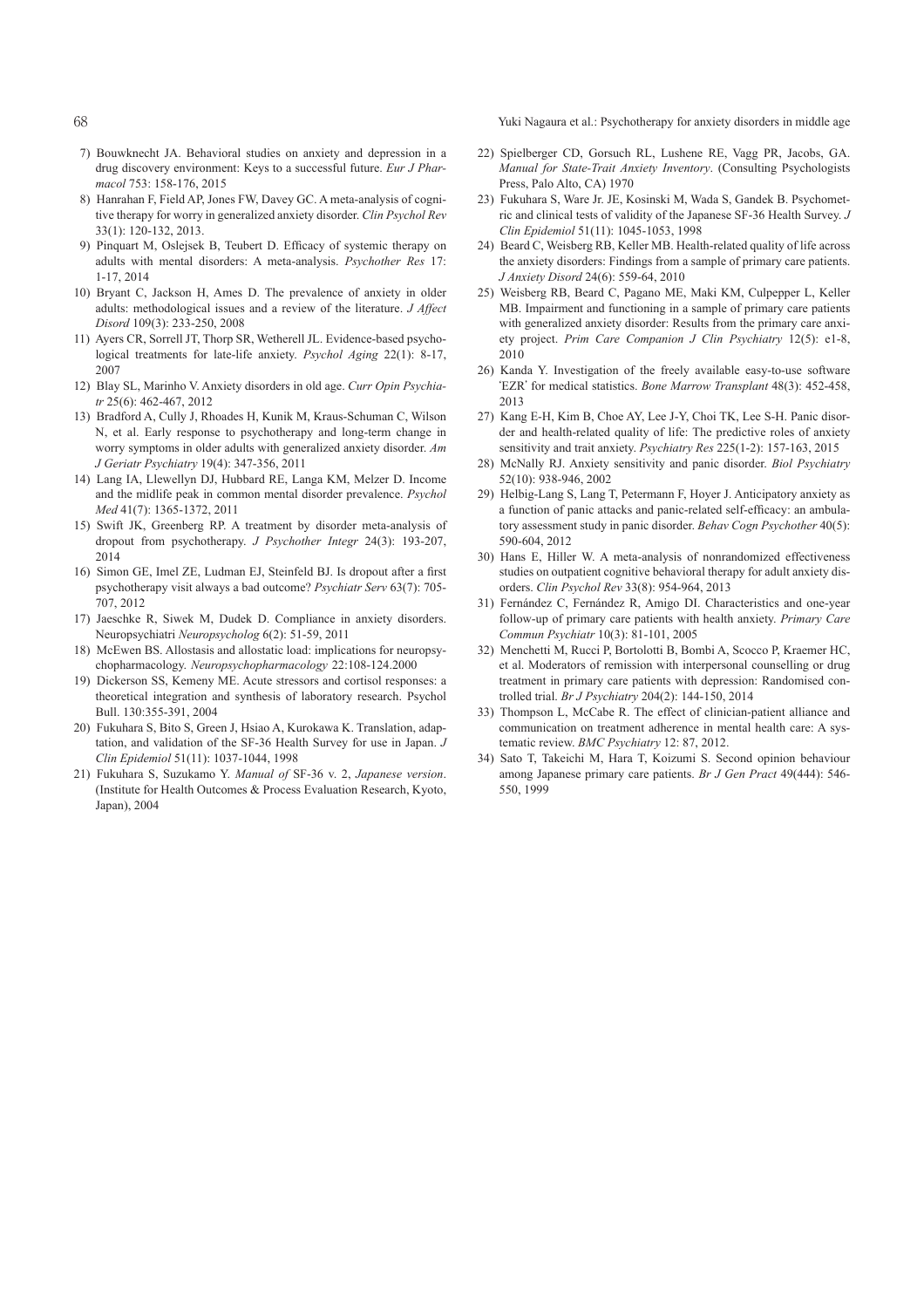7) Bouwknecht JA. Behavioral studies on anxiety and depression in a drug discovery environment: Keys to a successful future. *Eur J Pharmacol* 753: 158-176, 2015
8) Hanrahan F, Field AP, Jones FW, Davey GC. A meta-analysis of cognitive therapy for worry in generalized anxiety disorder. *Clin Psychol Rev* 33(1): 120-132, 2013.
9) Pinquart M, Oslejsek B, Teubert D. Efficacy of systemic therapy on adults with mental disorders: A meta-analysis. *Psychother Res* 17: 1-17, 2014
10) Bryant C, Jackson H, Ames D. The prevalence of anxiety in older adults: methodological issues and a review of the literature. *J Affect Disord* 109(3): 233-250, 2008
11) Ayers CR, Sorrell JT, Thorp SR, Wetherell JL. Evidence-based psychological treatments for late-life anxiety. *Psychol Aging* 22(1): 8-17, 2007
12) Blay SL, Marinho V. Anxiety disorders in old age. *Curr Opin Psychiatr* 25(6): 462-467, 2012
13) Bradford A, Cully J, Rhoades H, Kunik M, Kraus-Schuman C, Wilson N, et al. Early response to psychotherapy and long-term change in worry symptoms in older adults with generalized anxiety disorder. *Am J Geriatr Psychiatry* 19(4): 347-356, 2011
14) Lang IA, Llewellyn DJ, Hubbard RE, Langa KM, Melzer D. Income and the midlife peak in common mental disorder prevalence. *Psychol Med* 41(7): 1365-1372, 2011
15) Swift JK, Greenberg RP. A treatment by disorder meta-analysis of dropout from psychotherapy. *J Psychother Integr* 24(3): 193-207, 2014
16) Simon GE, Imel ZE, Ludman EJ, Steinfeld BJ. Is dropout after a first psychotherapy visit always a bad outcome? *Psychiatr Serv* 63(7): 705-707, 2012
17) Jaeschke R, Siwek M, Dudek D. Compliance in anxiety disorders. Neuropsychiatri *Neuropsycholog* 6(2): 51-59, 2011
18) McEwen BS. Allostasis and allostatic load: implications for neuropsychopharmacology. *Neuropsychopharmacology* 22:108-124.2000
19) Dickerson SS, Kemeny ME. Acute stressors and cortisol responses: a theoretical integration and synthesis of laboratory research. Psychol Bull. 130:355-391, 2004
20) Fukuhara S, Bito S, Green J, Hsiao A, Kurokawa K. Translation, adaptation, and validation of the SF-36 Health Survey for use in Japan. *J Clin Epidemiol* 51(11): 1037-1044, 1998
21) Fukuhara S, Suzukamo Y. *Manual of* SF-36 v. 2, *Japanese version*. (Institute for Health Outcomes & Process Evaluation Research, Kyoto, Japan), 2004
22) Spielberger CD, Gorsuch RL, Lushene RE, Vagg PR, Jacobs, GA. *Manual for State-Trait Anxiety Inventory*. (Consulting Psychologists Press, Palo Alto, CA) 1970
23) Fukuhara S, Ware Jr. JE, Kosinski M, Wada S, Gandek B. Psychometric and clinical tests of validity of the Japanese SF-36 Health Survey. *J Clin Epidemiol* 51(11): 1045-1053, 1998
24) Beard C, Weisberg RB, Keller MB. Health-related quality of life across the anxiety disorders: Findings from a sample of primary care patients. *J Anxiety Disord* 24(6): 559-64, 2010
25) Weisberg RB, Beard C, Pagano ME, Maki KM, Culpepper L, Keller MB. Impairment and functioning in a sample of primary care patients with generalized anxiety disorder: Results from the primary care anxiety project. *Prim Care Companion J Clin Psychiatry* 12(5): e1-8, 2010
26) Kanda Y. Investigation of the freely available easy-to-use software 'EZR' for medical statistics. *Bone Marrow Transplant* 48(3): 452-458, 2013
27) Kang E-H, Kim B, Choe AY, Lee J-Y, Choi TK, Lee S-H. Panic disorder and health-related quality of life: The predictive roles of anxiety sensitivity and trait anxiety. *Psychiatry Res* 225(1-2): 157-163, 2015
28) McNally RJ. Anxiety sensitivity and panic disorder. *Biol Psychiatry* 52(10): 938-946, 2002
29) Helbig-Lang S, Lang T, Petermann F, Hoyer J. Anticipatory anxiety as a function of panic attacks and panic-related self-efficacy: an ambulatory assessment study in panic disorder. *Behav Cogn Psychother* 40(5): 590-604, 2012
30) Hans E, Hiller W. A meta-analysis of nonrandomized effectiveness studies on outpatient cognitive behavioral therapy for adult anxiety disorders. *Clin Psychol Rev* 33(8): 954-964, 2013
31) Fernández C, Fernández R, Amigo DI. Characteristics and one-year follow-up of primary care patients with health anxiety. *Primary Care Commun Psychiatr* 10(3): 81-101, 2005
32) Menchetti M, Rucci P, Bortolotti B, Bombi A, Scocco P, Kraemer HC, et al. Moderators of remission with interpersonal counselling or drug treatment in primary care patients with depression: Randomised controlled trial. *Br J Psychiatry* 204(2): 144-150, 2014
33) Thompson L, McCabe R. The effect of clinician-patient alliance and communication on treatment adherence in mental health care: A systematic review. *BMC Psychiatry* 12: 87, 2012.
34) Sato T, Takeichi M, Hara T, Koizumi S. Second opinion behaviour among Japanese primary care patients. *Br J Gen Pract* 49(444): 546-550, 1999